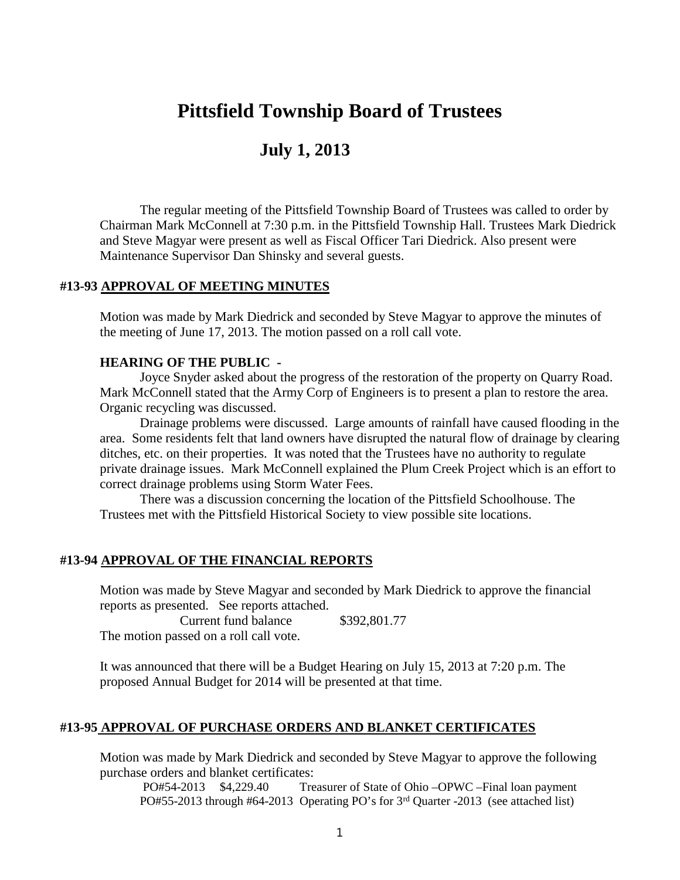# Pittsfield Township Board of Trustees

## July 1, 2013

The regular meeting of the Pittsfield Township Board of Trustees was called to order by Chairman Mark McConnell at 7:30 p.m. in the Pittsfield Township Hall. Trustees Mark Diedrick and Steve Magyar were present as well as Fiscal Officer Tari Diedrick. Also present were Maintenance Supervisor Dan Shinsky and several guests.

### #13-93 APPROVAL OF MEETING MINUTES

Motion was made by Mark Diedrick and seconded by Steve Magyar to approve the minutes of the meeting of June 17, 2013. The motion passed on a roll call vote.

**HEARING OF THE PUBLIC -**

Joyce Snyder asked about the progress of the restoration of the property on Quarry Road. Mark McConnell stated that the Army Corp of Engineers is to present a plan to restore the area. Organic recycling was discussed.

Drainage problems were discussed. Large amounts of rainfall have caused flooding in the area. Some residents felt that land owners have disrupted the natural flow of drainage by clearing ditches, etc. on their properties. It was noted that the Trustees have no authority to regulate private drainage issues. Mark McConnell explained the Plum Creek Project which is an effort to correct drainage problems using Storm Water Fees.

There was a discussion concerning the location of the Pittsfield Schoolhouse. The Trustees met with the Pittsfield Historical Society to view possible site locations.

### #13-94 APPROVAL OF THE FINANCIAL REPORTS

Motion was made by Steve Magyar and seconded by Mark Diedrick to approve the financial reports as presented. See reports attached.

Current fund balance $392,801.77

The motion passed on a roll call vote.

It was announced that there will be a Budget Hearing on July 15, 2013 at 7:20 p.m. The proposed Annual Budget for 2014 will be presented at that time.

### #13-95 APPROVAL OF PURCHASE ORDERS AND BLANKET CERTIFICATES

Motion was made by Mark Diedrick and seconded by Steve Magyar to approve the following purchase orders and blanket certificates:

PO#54-2013 $4,229.40 Treasurer of State of Ohio –OPWC –Final loan payment

PO#55-2013 through #64-2013 Operating PO's for 3rd Quarter -2013 (see attached list)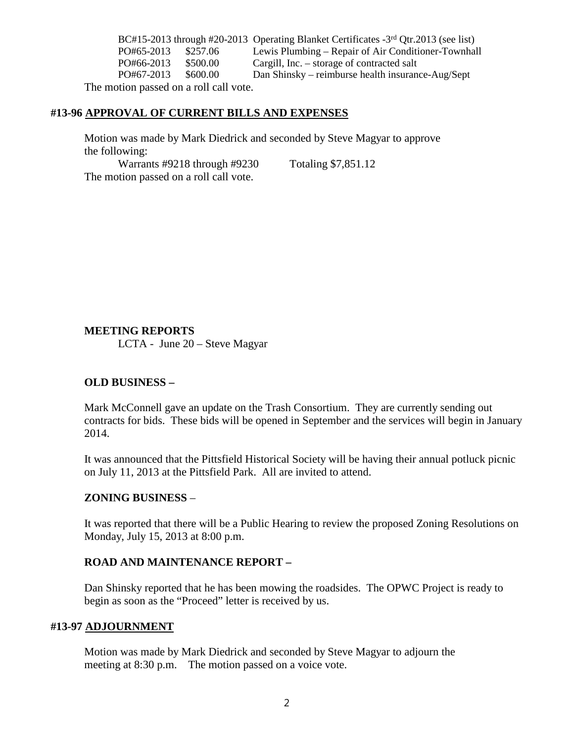BC#15-2013 through #20-2013 Operating Blanket Certificates -3rd Qtr.2013 (see list)

| | | |
|---|---|---|
| PO#65-2013 | $257.06 | Lewis Plumbing – Repair of Air Conditioner-Townhall |
| PO#66-2013 | $500.00 | Cargill, Inc. – storage of contracted salt |
| PO#67-2013 | $600.00 | Dan Shinsky – reimburse health insurance-Aug/Sept |

The motion passed on a roll call vote.

**#13-96 APPROVAL OF CURRENT BILLS AND EXPENSES**

Motion was made by Mark Diedrick and seconded by Steve Magyar to approve the following:

Warrants #9218 through #9230  Totaling $7,851.12

The motion passed on a roll call vote.

**MEETING REPORTS**

LCTA - June 20 – Steve Magyar

**OLD BUSINESS –**

Mark McConnell gave an update on the Trash Consortium. They are currently sending out contracts for bids. These bids will be opened in September and the services will begin in January 2014.

It was announced that the Pittsfield Historical Society will be having their annual potluck picnic on July 11, 2013 at the Pittsfield Park. All are invited to attend.

**ZONING BUSINESS** –

It was reported that there will be a Public Hearing to review the proposed Zoning Resolutions on Monday, July 15, 2013 at 8:00 p.m.

**ROAD AND MAINTENANCE REPORT –**

Dan Shinsky reported that he has been mowing the roadsides. The OPWC Project is ready to begin as soon as the "Proceed" letter is received by us.

**#13-97 ADJOURNMENT**

Motion was made by Mark Diedrick and seconded by Steve Magyar to adjourn the meeting at 8:30 p.m. The motion passed on a voice vote.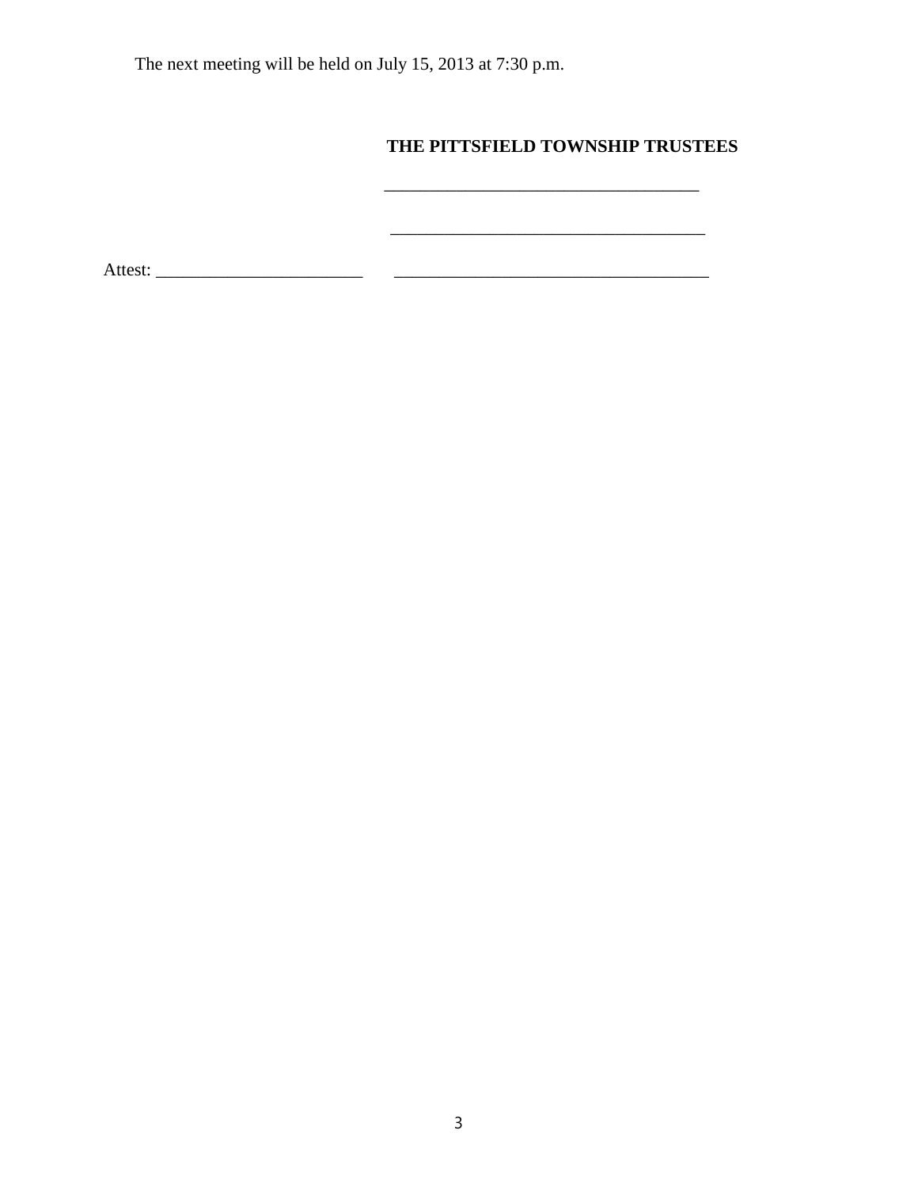The next meeting will be held on July 15, 2013 at 7:30 p.m.

**THE PITTSFIELD TOWNSHIP TRUSTEES**

\_\_\_\_\_\_\_\_\_\_\_\_\_\_\_\_\_\_\_\_\_\_\_\_\_\_\_\_\_\_\_\_\_\_\_

\_\_\_\_\_\_\_\_\_\_\_\_\_\_\_\_\_\_\_\_\_\_\_\_\_\_\_\_\_\_\_\_\_\_\_

Attest: \_\_\_\_\_\_\_\_\_\_\_\_\_\_\_\_\_\_\_\_\_\_\_ \_\_\_\_\_\_\_\_\_\_\_\_\_\_\_\_\_\_\_\_\_\_\_\_\_\_\_\_\_\_\_\_\_\_\_